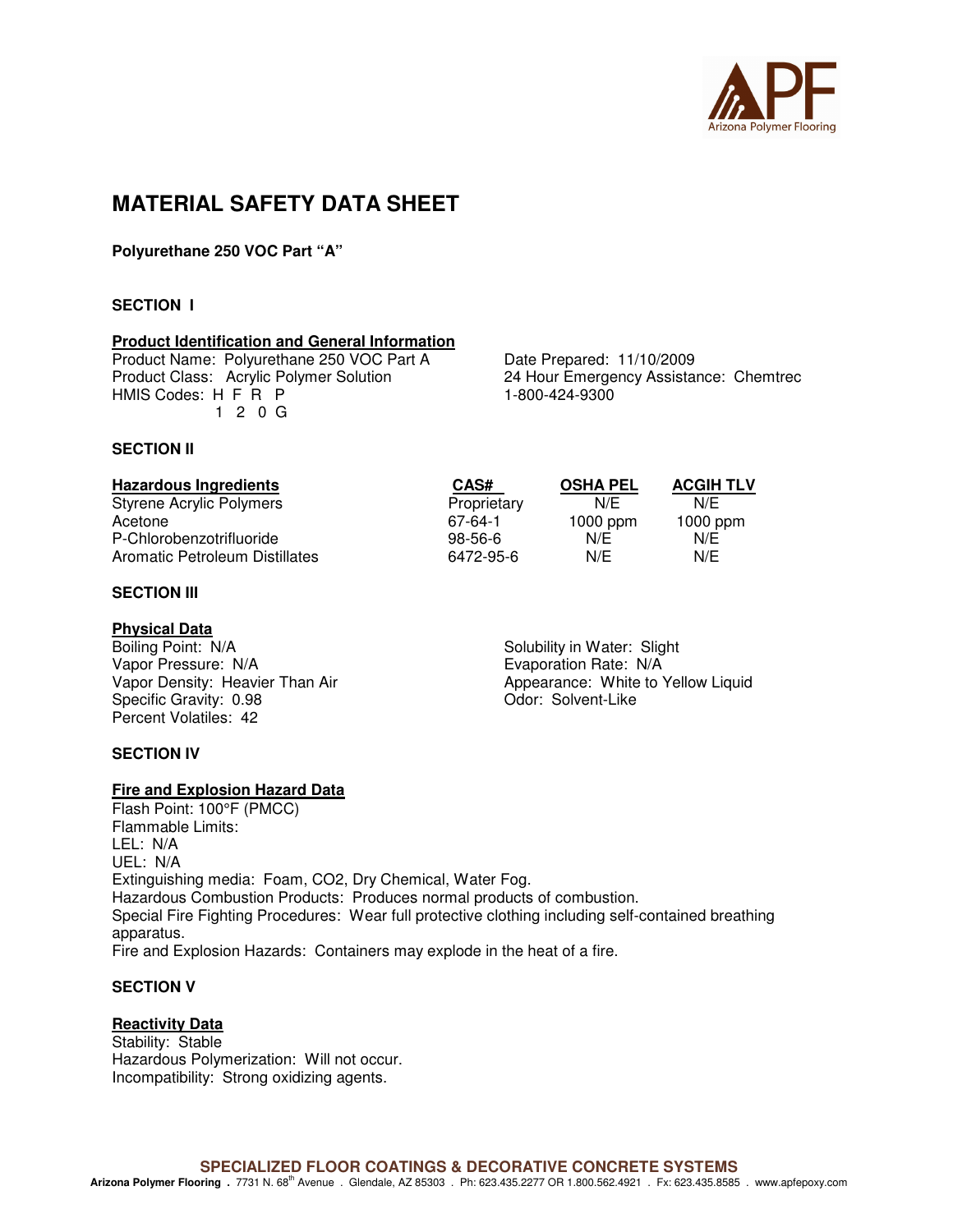# MATERIAL SAFETY DATA SHEET

**Polyurethane 250 VOC Part "A"**

## SECTION I

### Product Identification and General Information

Product Name: Polyurethane 250 VOC Part A
Product Class: Acrylic Polymer Solution
HMIS Codes: H F R P
1 2 0 G

Date Prepared: 11/10/2009
24 Hour Emergency Assistance: Chemtrec
1-800-424-9300

## SECTION II

| Hazardous Ingredients | CAS# | OSHA PEL | ACGIH TLV |
|---|---|---|---|
| Styrene Acrylic Polymers | Proprietary | N/E | N/E |
| Acetone | 67-64-1 | 1000 ppm | 1000 ppm |
| P-Chlorobenzotrifluoride | 98-56-6 | N/E | N/E |
| Aromatic Petroleum Distillates | 6472-95-6 | N/E | N/E |

## SECTION III

### Physical Data

Boiling Point: N/A
Vapor Pressure: N/A
Vapor Density: Heavier Than Air
Specific Gravity: 0.98
Percent Volatiles: 42

Solubility in Water: Slight
Evaporation Rate: N/A
Appearance: White to Yellow Liquid
Odor: Solvent-Like

## SECTION IV

### Fire and Explosion Hazard Data

Flash Point: 100°F (PMCC)
Flammable Limits:
LEL: N/A
UEL: N/A
Extinguishing media: Foam, CO2, Dry Chemical, Water Fog.
Hazardous Combustion Products: Produces normal products of combustion.
Special Fire Fighting Procedures: Wear full protective clothing including self-contained breathing apparatus.
Fire and Explosion Hazards: Containers may explode in the heat of a fire.

## SECTION V

### Reactivity Data

Stability: Stable
Hazardous Polymerization: Will not occur.
Incompatibility: Strong oxidizing agents.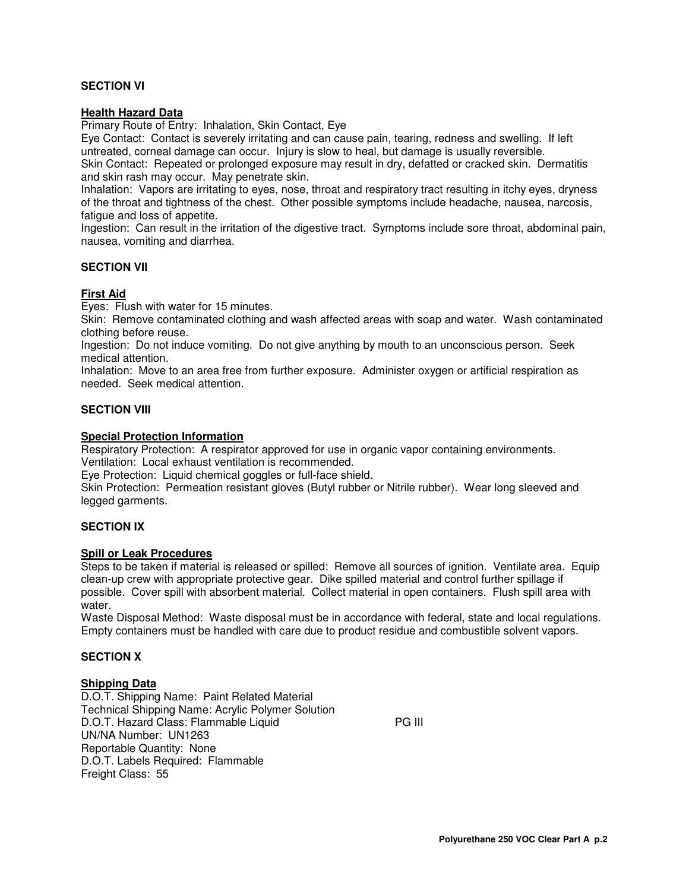## SECTION VI

### Health Hazard Data

Primary Route of Entry: Inhalation, Skin Contact, Eye

Eye Contact: Contact is severely irritating and can cause pain, tearing, redness and swelling. If left untreated, corneal damage can occur. Injury is slow to heal, but damage is usually reversible.

Skin Contact: Repeated or prolonged exposure may result in dry, defatted or cracked skin. Dermatitis and skin rash may occur. May penetrate skin.

Inhalation: Vapors are irritating to eyes, nose, throat and respiratory tract resulting in itchy eyes, dryness of the throat and tightness of the chest. Other possible symptoms include headache, nausea, narcosis, fatigue and loss of appetite.

Ingestion: Can result in the irritation of the digestive tract. Symptoms include sore throat, abdominal pain, nausea, vomiting and diarrhea.

## SECTION VII

### First Aid

Eyes: Flush with water for 15 minutes.

Skin: Remove contaminated clothing and wash affected areas with soap and water. Wash contaminated clothing before reuse.

Ingestion: Do not induce vomiting. Do not give anything by mouth to an unconscious person. Seek medical attention.

Inhalation: Move to an area free from further exposure. Administer oxygen or artificial respiration as needed. Seek medical attention.

## SECTION VIII

### Special Protection Information

Respiratory Protection: A respirator approved for use in organic vapor containing environments.

Ventilation: Local exhaust ventilation is recommended.

Eye Protection: Liquid chemical goggles or full-face shield.

Skin Protection: Permeation resistant gloves (Butyl rubber or Nitrile rubber). Wear long sleeved and legged garments.

## SECTION IX

### Spill or Leak Procedures

Steps to be taken if material is released or spilled: Remove all sources of ignition. Ventilate area. Equip clean-up crew with appropriate protective gear. Dike spilled material and control further spillage if possible. Cover spill with absorbent material. Collect material in open containers. Flush spill area with water.

Waste Disposal Method: Waste disposal must be in accordance with federal, state and local regulations. Empty containers must be handled with care due to product residue and combustible solvent vapors.

## SECTION X

### Shipping Data

D.O.T. Shipping Name: Paint Related Material
Technical Shipping Name: Acrylic Polymer Solution
D.O.T. Hazard Class: Flammable Liquid PG III
UN/NA Number: UN1263
Reportable Quantity: None
D.O.T. Labels Required: Flammable
Freight Class: 55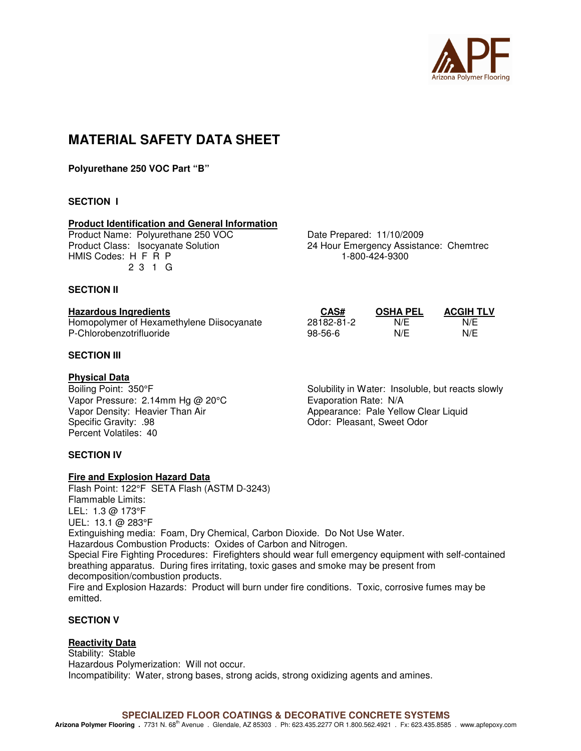// APF Arizona Polymer Flooring

# MATERIAL SAFETY DATA SHEET

**Polyurethane 250 VOC Part "B"**

## SECTION I

### Product Identification and General Information

Product Name: Polyurethane 250 VOC
Product Class: Isocyanate Solution
HMIS Codes: H F R P
2 3 1 G

Date Prepared: 11/10/2009
24 Hour Emergency Assistance: Chemtrec
1-800-424-9300

## SECTION II

| Hazardous Ingredients | CAS# | OSHA PEL | ACGIH TLV |
|---|---|---|---|
| Homopolymer of Hexamethylene Diisocyanate | 28182-81-2 | N/E | N/E |
| P-Chlorobenzotrifluoride | 98-56-6 | N/E | N/E |

## SECTION III

### Physical Data

Boiling Point: 350°F
Vapor Pressure: 2.14mm Hg @ 20°C
Vapor Density: Heavier Than Air
Specific Gravity: .98
Percent Volatiles: 40

Solubility in Water: Insoluble, but reacts slowly
Evaporation Rate: N/A
Appearance: Pale Yellow Clear Liquid
Odor: Pleasant, Sweet Odor

## SECTION IV

### Fire and Explosion Hazard Data

Flash Point: 122°F SETA Flash (ASTM D-3243)
Flammable Limits:
LEL: 1.3 @ 173°F
UEL: 13.1 @ 283°F
Extinguishing media: Foam, Dry Chemical, Carbon Dioxide. Do Not Use Water.
Hazardous Combustion Products: Oxides of Carbon and Nitrogen.
Special Fire Fighting Procedures: Firefighters should wear full emergency equipment with self-contained breathing apparatus. During fires irritating, toxic gases and smoke may be present from decomposition/combustion products.
Fire and Explosion Hazards: Product will burn under fire conditions. Toxic, corrosive fumes may be emitted.

## SECTION V

### Reactivity Data

Stability: Stable
Hazardous Polymerization: Will not occur.
Incompatibility: Water, strong bases, strong acids, strong oxidizing agents and amines.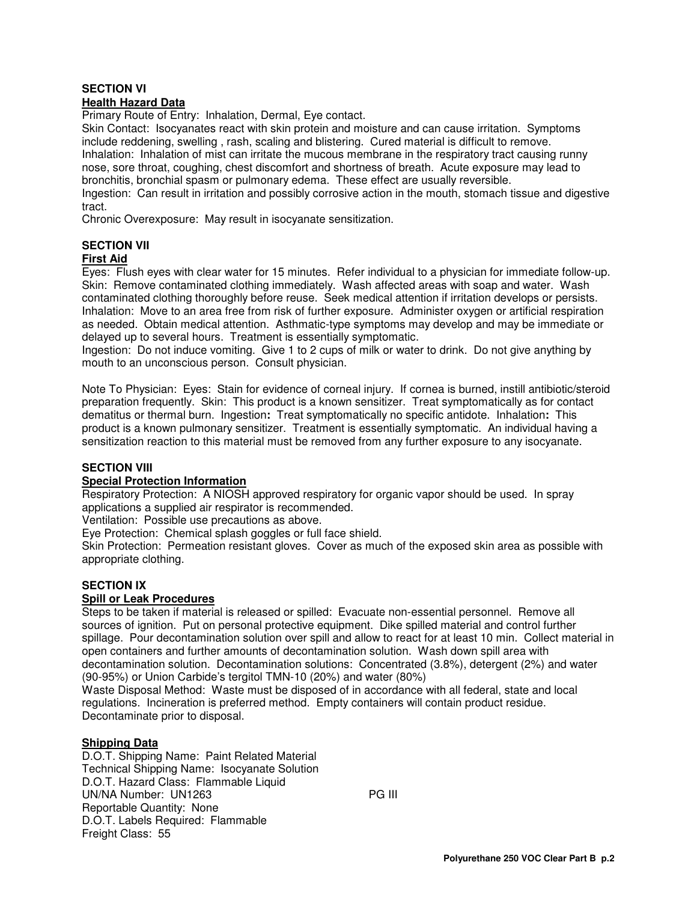## SECTION VI

### Health Hazard Data

Primary Route of Entry: Inhalation, Dermal, Eye contact.
Skin Contact: Isocyanates react with skin protein and moisture and can cause irritation. Symptoms include reddening, swelling , rash, scaling and blistering. Cured material is difficult to remove.
Inhalation: Inhalation of mist can irritate the mucous membrane in the respiratory tract causing runny nose, sore throat, coughing, chest discomfort and shortness of breath. Acute exposure may lead to bronchitis, bronchial spasm or pulmonary edema. These effect are usually reversible.
Ingestion: Can result in irritation and possibly corrosive action in the mouth, stomach tissue and digestive tract.
Chronic Overexposure: May result in isocyanate sensitization.

## SECTION VII

### First Aid

Eyes: Flush eyes with clear water for 15 minutes. Refer individual to a physician for immediate follow-up.
Skin: Remove contaminated clothing immediately. Wash affected areas with soap and water. Wash contaminated clothing thoroughly before reuse. Seek medical attention if irritation develops or persists.
Inhalation: Move to an area free from risk of further exposure. Administer oxygen or artificial respiration as needed. Obtain medical attention. Asthmatic-type symptoms may develop and may be immediate or delayed up to several hours. Treatment is essentially symptomatic.
Ingestion: Do not induce vomiting. Give 1 to 2 cups of milk or water to drink. Do not give anything by mouth to an unconscious person. Consult physician.

Note To Physician: Eyes: Stain for evidence of corneal injury. If cornea is burned, instill antibiotic/steroid preparation frequently. Skin: This product is a known sensitizer. Treat symptomatically as for contact dematitus or thermal burn. Ingestion**:** Treat symptomatically no specific antidote. Inhalation**:** This product is a known pulmonary sensitizer. Treatment is essentially symptomatic. An individual having a sensitization reaction to this material must be removed from any further exposure to any isocyanate.

## SECTION VIII

### Special Protection Information

Respiratory Protection: A NIOSH approved respiratory for organic vapor should be used. In spray applications a supplied air respirator is recommended.
Ventilation: Possible use precautions as above.
Eye Protection: Chemical splash goggles or full face shield.
Skin Protection: Permeation resistant gloves. Cover as much of the exposed skin area as possible with appropriate clothing.

## SECTION IX

### Spill or Leak Procedures

Steps to be taken if material is released or spilled: Evacuate non-essential personnel. Remove all sources of ignition. Put on personal protective equipment. Dike spilled material and control further spillage. Pour decontamination solution over spill and allow to react for at least 10 min. Collect material in open containers and further amounts of decontamination solution. Wash down spill area with decontamination solution. Decontamination solutions: Concentrated (3.8%), detergent (2%) and water (90-95%) or Union Carbide's tergitol TMN-10 (20%) and water (80%)
Waste Disposal Method: Waste must be disposed of in accordance with all federal, state and local regulations. Incineration is preferred method. Empty containers will contain product residue. Decontaminate prior to disposal.

### Shipping Data

D.O.T. Shipping Name: Paint Related Material
Technical Shipping Name: Isocyanate Solution
D.O.T. Hazard Class: Flammable Liquid
UN/NA Number: UN1263 PG III
Reportable Quantity: None
D.O.T. Labels Required: Flammable
Freight Class: 55